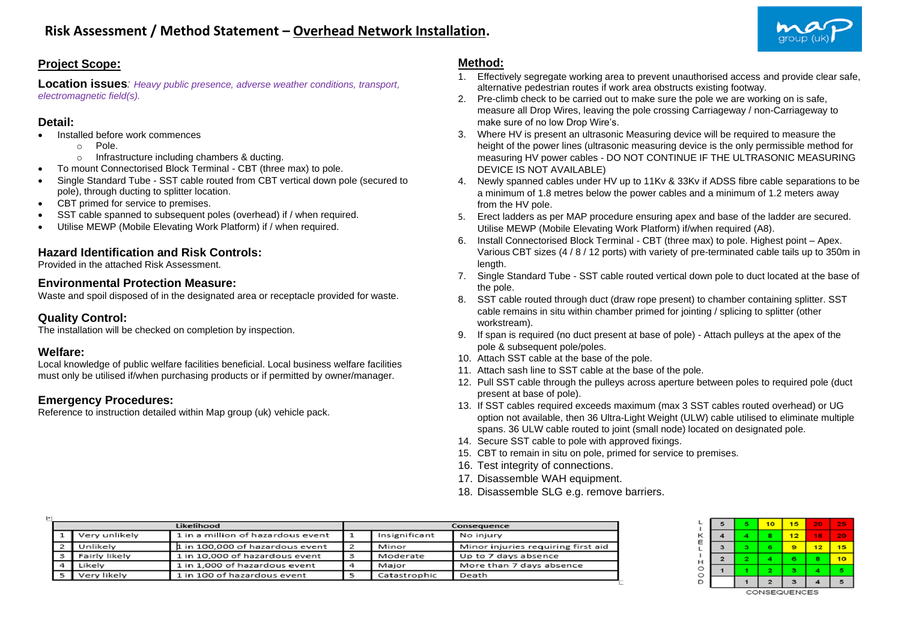# Risk Assessment / Method Statement – Overhead Network Installation.

## Project Scope:

**Location issues**: *Heavy public presence, adverse weather conditions, transport, electromagnetic field(s).*

### Detail:

- Installed before work commences
  - Pole.
  - Infrastructure including chambers & ducting.
- To mount Connectorised Block Terminal - CBT (three max) to pole.
- Single Standard Tube - SST cable routed from CBT vertical down pole (secured to pole), through ducting to splitter location.
- CBT primed for service to premises.
- SST cable spanned to subsequent poles (overhead) if / when required.
- Utilise MEWP (Mobile Elevating Work Platform) if / when required.

### Hazard Identification and Risk Controls:

Provided in the attached Risk Assessment.

### Environmental Protection Measure:

Waste and spoil disposed of in the designated area or receptacle provided for waste.

### Quality Control:

The installation will be checked on completion by inspection.

### Welfare:

Local knowledge of public welfare facilities beneficial. Local business welfare facilities must only be utilised if/when purchasing products or if permitted by owner/manager.

### Emergency Procedures:

Reference to instruction detailed within Map group (uk) vehicle pack.

## Method:

1. Effectively segregate working area to prevent unauthorised access and provide clear safe, alternative pedestrian routes if work area obstructs existing footway.
2. Pre-climb check to be carried out to make sure the pole we are working on is safe, measure all Drop Wires, leaving the pole crossing Carriageway / non-Carriageway to make sure of no low Drop Wire's.
3. Where HV is present an ultrasonic Measuring device will be required to measure the height of the power lines (ultrasonic measuring device is the only permissible method for measuring HV power cables - DO NOT CONTINUE IF THE ULTRASONIC MEASURING DEVICE IS NOT AVAILABLE)
4. Newly spanned cables under HV up to 11Kv & 33Kv if ADSS fibre cable separations to be a minimum of 1.8 metres below the power cables and a minimum of 1.2 meters away from the HV pole.
5. Erect ladders as per MAP procedure ensuring apex and base of the ladder are secured. Utilise MEWP (Mobile Elevating Work Platform) if/when required (A8).
6. Install Connectorised Block Terminal - CBT (three max) to pole. Highest point – Apex. Various CBT sizes (4 / 8 / 12 ports) with variety of pre-terminated cable tails up to 350m in length.
7. Single Standard Tube - SST cable routed vertical down pole to duct located at the base of the pole.
8. SST cable routed through duct (draw rope present) to chamber containing splitter. SST cable remains in situ within chamber primed for jointing / splicing to splitter (other workstream).
9. If span is required (no duct present at base of pole) - Attach pulleys at the apex of the pole & subsequent pole/poles.
10. Attach SST cable at the base of the pole.
11. Attach sash line to SST cable at the base of the pole.
12. Pull SST cable through the pulleys across aperture between poles to required pole (duct present at base of pole).
13. If SST cables required exceeds maximum (max 3 SST cables routed overhead) or UG option not available, then 36 Ultra-Light Weight (ULW) cable utilised to eliminate multiple spans. 36 ULW cable routed to joint (small node) located on designated pole.
14. Secure SST cable to pole with approved fixings.
15. CBT to remain in situ on pole, primed for service to premises.
16. Test integrity of connections.
17. Disassemble WAH equipment.
18. Disassemble SLG e.g. remove barriers.

| Likelihood | | | Consequence | | |
|---|---|---|---|---|---|
| 1 | Very unlikely | 1 in a million of hazardous event | 1 | Insignificant | No injury |
| 2 | Unlikely | 1 in 100,000 of hazardous event | 2 | Minor | Minor injuries requiring first aid |
| 3 | Fairly likely | 1 in 10,000 of hazardous event | 3 | Moderate | Up to 7 days absence |
| 4 | Likely | 1 in 1,000 of hazardous event | 4 | Major | More than 7 days absence |
| 5 | Very likely | 1 in 100 of hazardous event | 5 | Catastrophic | Death |

| LIKELIHOOD | | | | | |
|---|---|---|---|---|---|
| 5 | 5 | 10 | 15 | 20 | 25 |
| 4 | 4 | 8 | 12 | 16 | 20 |
| 3 | 3 | 6 | 9 | 12 | 15 |
| 2 | 2 | 4 | 6 | 8 | 10 |
| 1 | 1 | 2 | 3 | 4 | 5 |
| | 1 | 2 | 3 | 4 | 5 |
| | CONSEQUENCES | | | | |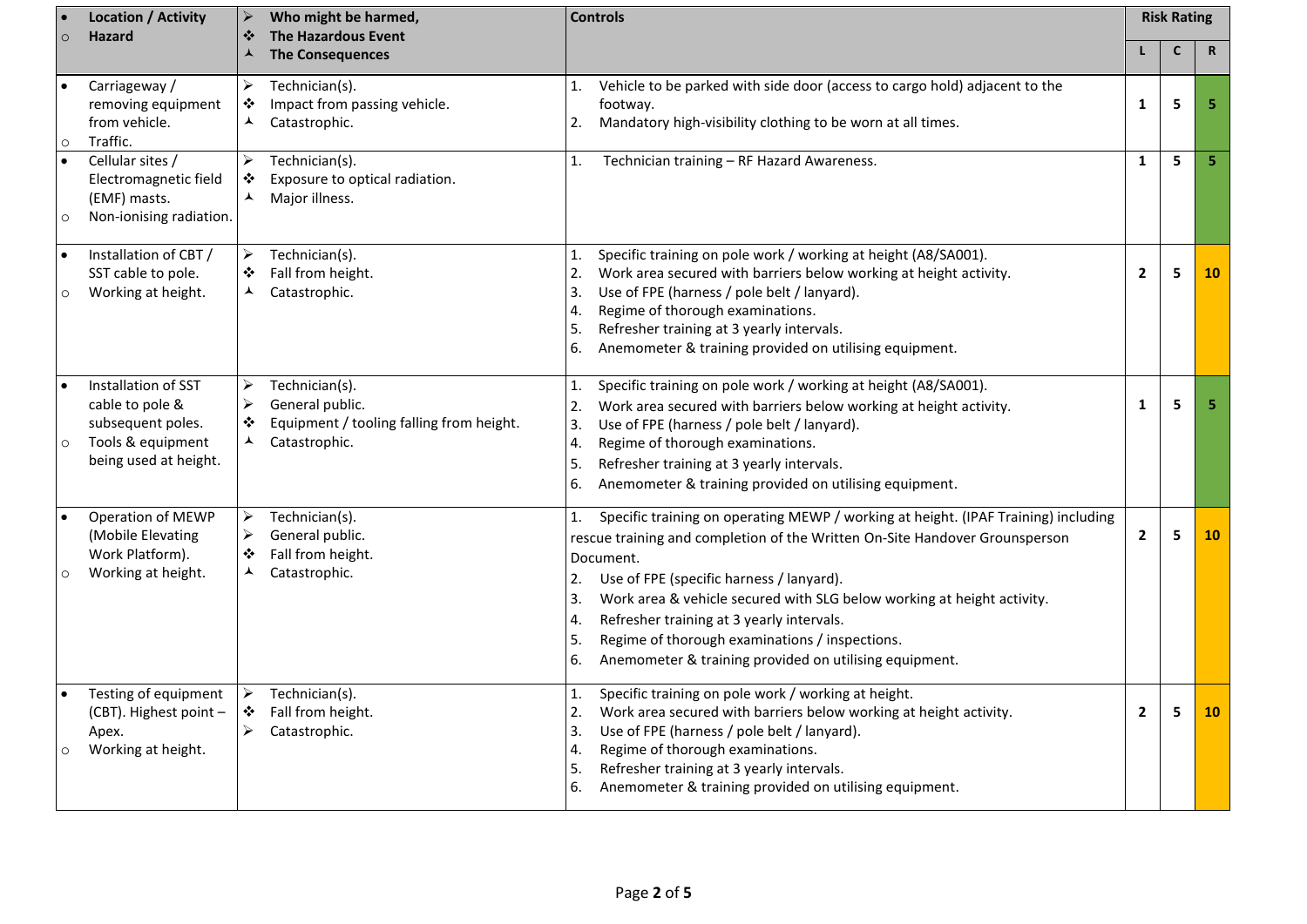| • Location / Activity ○ Hazard | ➢ Who might be harmed, ❖ The Hazardous Event ⅄ The Consequences | Controls | Risk Rating | | |
|---|---|---|---|---|---|
| | | | L | C | R |
| • Carriageway / removing equipment from vehicle. ○ Traffic. | ➢ Technician(s). ❖ Impact from passing vehicle. ⅄ Catastrophic. | 1. Vehicle to be parked with side door (access to cargo hold) adjacent to the footway. 2. Mandatory high-visibility clothing to be worn at all times. | 1 | 5 | 5 |
| • Cellular sites / Electromagnetic field (EMF) masts. ○ Non-ionising radiation. | ➢ Technician(s). ❖ Exposure to optical radiation. ⅄ Major illness. | 1. Technician training – RF Hazard Awareness. | 1 | 5 | 5 |
| • Installation of CBT / SST cable to pole. ○ Working at height. | ➢ Technician(s). ❖ Fall from height. ⅄ Catastrophic. | 1. Specific training on pole work / working at height (A8/SA001). 2. Work area secured with barriers below working at height activity. 3. Use of FPE (harness / pole belt / lanyard). 4. Regime of thorough examinations. 5. Refresher training at 3 yearly intervals. 6. Anemometer & training provided on utilising equipment. | 2 | 5 | 10 |
| • Installation of SST cable to pole & subsequent poles. ○ Tools & equipment being used at height. | ➢ Technician(s). ➢ General public. ❖ Equipment / tooling falling from height. ⅄ Catastrophic. | 1. Specific training on pole work / working at height (A8/SA001). 2. Work area secured with barriers below working at height activity. 3. Use of FPE (harness / pole belt / lanyard). 4. Regime of thorough examinations. 5. Refresher training at 3 yearly intervals. 6. Anemometer & training provided on utilising equipment. | 1 | 5 | 5 |
| • Operation of MEWP (Mobile Elevating Work Platform). ○ Working at height. | ➢ Technician(s). ➢ General public. ❖ Fall from height. ⅄ Catastrophic. | 1. Specific training on operating MEWP / working at height. (IPAF Training) including rescue training and completion of the Written On-Site Handover Grounsperson Document. 2. Use of FPE (specific harness / lanyard). 3. Work area & vehicle secured with SLG below working at height activity. 4. Refresher training at 3 yearly intervals. 5. Regime of thorough examinations / inspections. 6. Anemometer & training provided on utilising equipment. | 2 | 5 | 10 |
| • Testing of equipment (CBT). Highest point – Apex. ○ Working at height. | ➢ Technician(s). ❖ Fall from height. ➢ Catastrophic. | 1. Specific training on pole work / working at height. 2. Work area secured with barriers below working at height activity. 3. Use of FPE (harness / pole belt / lanyard). 4. Regime of thorough examinations. 5. Refresher training at 3 yearly intervals. 6. Anemometer & training provided on utilising equipment. | 2 | 5 | 10 |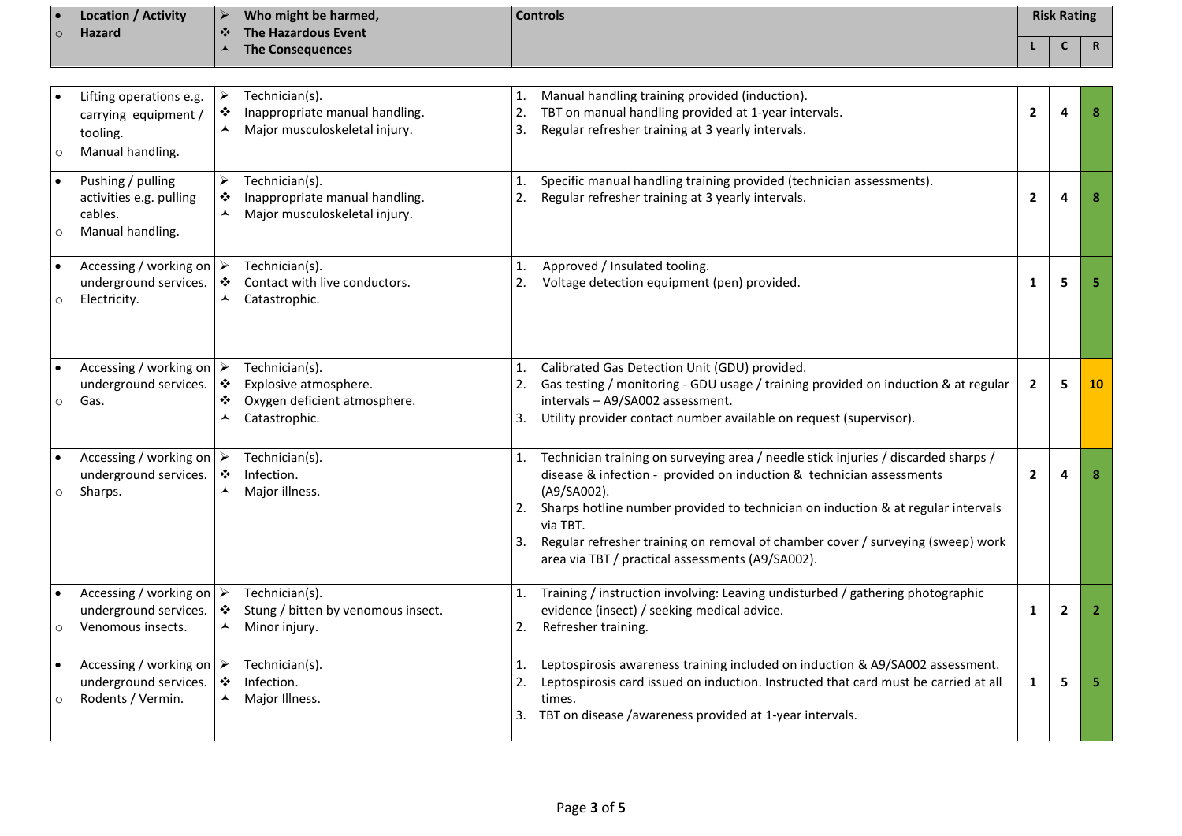| • Location / Activity<br>○ Hazard | ➢ Who might be harmed,<br>❖ The Hazardous Event<br>⅄ The Consequences | Controls | Risk Rating | | |
|---|---|---|---|---|---|
| | | | L | C | R |
| • Lifting operations e.g. carrying equipment / tooling.<br>○ Manual handling. | ➢ Technician(s).<br>❖ Inappropriate manual handling.<br>⅄ Major musculoskeletal injury. | 1. Manual handling training provided (induction).<br>2. TBT on manual handling provided at 1-year intervals.<br>3. Regular refresher training at 3 yearly intervals. | 2 | 4 | 8 |
| • Pushing / pulling activities e.g. pulling cables.<br>○ Manual handling. | ➢ Technician(s).<br>❖ Inappropriate manual handling.<br>⅄ Major musculoskeletal injury. | 1. Specific manual handling training provided (technician assessments).<br>2. Regular refresher training at 3 yearly intervals. | 2 | 4 | 8 |
| • Accessing / working on underground services.<br>○ Electricity. | ➢ Technician(s).<br>❖ Contact with live conductors.<br>⅄ Catastrophic. | 1. Approved / Insulated tooling.<br>2. Voltage detection equipment (pen) provided. | 1 | 5 | 5 |
| • Accessing / working on underground services.<br>○ Gas. | ➢ Technician(s).<br>❖ Explosive atmosphere.<br>❖ Oxygen deficient atmosphere.<br>⅄ Catastrophic. | 1. Calibrated Gas Detection Unit (GDU) provided.<br>2. Gas testing / monitoring - GDU usage / training provided on induction & at regular intervals – A9/SA002 assessment.<br>3. Utility provider contact number available on request (supervisor). | 2 | 5 | 10 |
| • Accessing / working on underground services.<br>○ Sharps. | ➢ Technician(s).<br>❖ Infection.<br>⅄ Major illness. | 1. Technician training on surveying area / needle stick injuries / discarded sharps / disease & infection - provided on induction & technician assessments (A9/SA002).<br>2. Sharps hotline number provided to technician on induction & at regular intervals via TBT.<br>3. Regular refresher training on removal of chamber cover / surveying (sweep) work area via TBT / practical assessments (A9/SA002). | 2 | 4 | 8 |
| • Accessing / working on underground services.<br>○ Venomous insects. | ➢ Technician(s).<br>❖ Stung / bitten by venomous insect.<br>⅄ Minor injury. | 1. Training / instruction involving: Leaving undisturbed / gathering photographic evidence (insect) / seeking medical advice.<br>2. Refresher training. | 1 | 2 | 2 |
| • Accessing / working on underground services.<br>○ Rodents / Vermin. | ➢ Technician(s).<br>❖ Infection.<br>⅄ Major Illness. | 1. Leptospirosis awareness training included on induction & A9/SA002 assessment.<br>2. Leptospirosis card issued on induction. Instructed that card must be carried at all times.<br>3. TBT on disease /awareness provided at 1-year intervals. | 1 | 5 | 5 |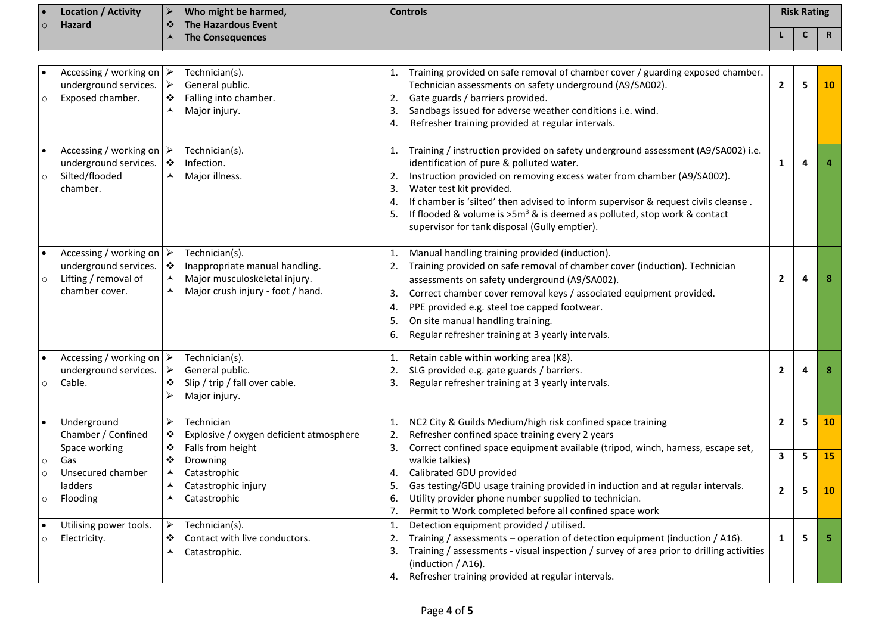| • Location / Activity<br>○ Hazard | ➢ Who might be harmed,<br>❖ The Hazardous Event<br>⅄ The Consequences | Controls | Risk Rating | | |
|---|---|---|---|---|---|
| | | | L | C | R |
| • Accessing / working on underground services.<br>○ Exposed chamber. | ➢ Technician(s).<br>➢ General public.<br>❖ Falling into chamber.<br>⅄ Major injury. | 1. Training provided on safe removal of chamber cover / guarding exposed chamber. Technician assessments on safety underground (A9/SA002).<br>2. Gate guards / barriers provided.<br>3. Sandbags issued for adverse weather conditions i.e. wind.<br>4. Refresher training provided at regular intervals. | 2 | 5 | 10 |
| • Accessing / working on underground services.<br>○ Silted/flooded chamber. | ➢ Technician(s).<br>❖ Infection.<br>⅄ Major illness. | 1. Training / instruction provided on safety underground assessment (A9/SA002) i.e. identification of pure & polluted water.<br>2. Instruction provided on removing excess water from chamber (A9/SA002).<br>3. Water test kit provided.<br>4. If chamber is 'silted' then advised to inform supervisor & request civils cleanse .<br>5. If flooded & volume is >5m³ & is deemed as polluted, stop work & contact supervisor for tank disposal (Gully emptier). | 1 | 4 | 4 |
| • Accessing / working on underground services.<br>○ Lifting / removal of chamber cover. | ➢ Technician(s).<br>❖ Inappropriate manual handling.<br>⅄ Major musculoskeletal injury.<br>⅄ Major crush injury - foot / hand. | 1. Manual handling training provided (induction).<br>2. Training provided on safe removal of chamber cover (induction). Technician assessments on safety underground (A9/SA002).<br>3. Correct chamber cover removal keys / associated equipment provided.<br>4. PPE provided e.g. steel toe capped footwear.<br>5. On site manual handling training.<br>6. Regular refresher training at 3 yearly intervals. | 2 | 4 | 8 |
| • Accessing / working on underground services.<br>○ Cable. | ➢ Technician(s).<br>➢ General public.<br>❖ Slip / trip / fall over cable.<br>➢ Major injury. | 1. Retain cable within working area (K8).<br>2. SLG provided e.g. gate guards / barriers.<br>3. Regular refresher training at 3 yearly intervals. | 2 | 4 | 8 |
| • Underground Chamber / Confined Space working<br>○ Gas<br>○ Unsecured chamber ladders<br>○ Flooding | ➢ Technician<br>❖ Explosive / oxygen deficient atmosphere<br>❖ Falls from height<br>❖ Drowning<br>⅄ Catastrophic<br>⅄ Catastrophic injury<br>⅄ Catastrophic | 1. NC2 City & Guilds Medium/high risk confined space training<br>2. Refresher confined space training every 2 years<br>3. Correct confined space equipment available (tripod, winch, harness, escape set, walkie talkies)<br>4. Calibrated GDU provided<br>5. Gas testing/GDU usage training provided in induction and at regular intervals.<br>6. Utility provider phone number supplied to technician.<br>7. Permit to Work completed before all confined space work | 2<br>3<br>2 | 5<br>5<br>5 | 10<br>15<br>10 |
| • Utilising power tools.<br>○ Electricity. | ➢ Technician(s).<br>❖ Contact with live conductors.<br>⅄ Catastrophic. | 1. Detection equipment provided / utilised.<br>2. Training / assessments – operation of detection equipment (induction / A16).<br>3. Training / assessments - visual inspection / survey of area prior to drilling activities (induction / A16).<br>4. Refresher training provided at regular intervals. | 1 | 5 | 5 |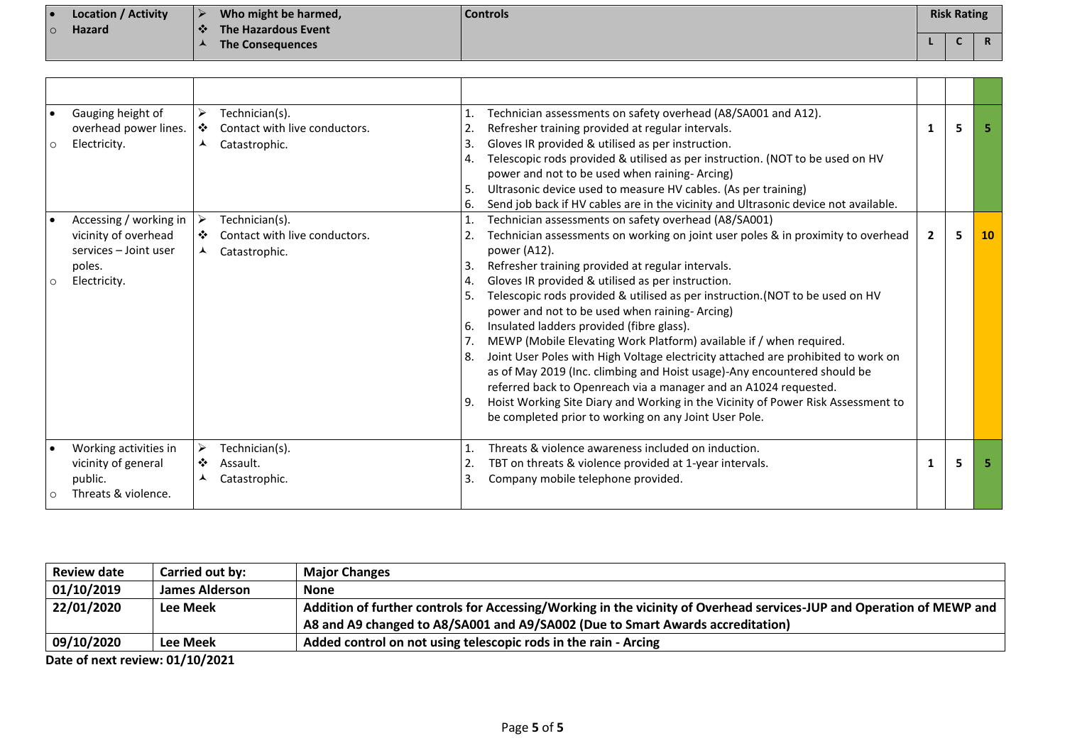| Location / Activity<br>Hazard | Who might be harmed,<br>The Hazardous Event<br>The Consequences | Controls | Risk Rating | | |
|---|---|---|---|---|---|
| | | | L | C | R |
| | | | | | |
| • Gauging height of overhead power lines.<br>○ Electricity. | ➢ Technician(s).<br>❖ Contact with live conductors.<br>⅄ Catastrophic. | 1. Technician assessments on safety overhead (A8/SA001 and A12).<br>2. Refresher training provided at regular intervals.<br>3. Gloves IR provided & utilised as per instruction.<br>4. Telescopic rods provided & utilised as per instruction. (NOT to be used on HV power and not to be used when raining- Arcing)<br>5. Ultrasonic device used to measure HV cables. (As per training)<br>6. Send job back if HV cables are in the vicinity and Ultrasonic device not available. | 1 | 5 | 5 |
| • Accessing / working in vicinity of overhead services – Joint user poles.<br>○ Electricity. | ➢ Technician(s).<br>❖ Contact with live conductors.<br>⅄ Catastrophic. | 1. Technician assessments on safety overhead (A8/SA001)<br>2. Technician assessments on working on joint user poles & in proximity to overhead power (A12).<br>3. Refresher training provided at regular intervals.<br>4. Gloves IR provided & utilised as per instruction.<br>5. Telescopic rods provided & utilised as per instruction.(NOT to be used on HV power and not to be used when raining- Arcing)<br>6. Insulated ladders provided (fibre glass).<br>7. MEWP (Mobile Elevating Work Platform) available if / when required.<br>8. Joint User Poles with High Voltage electricity attached are prohibited to work on as of May 2019 (Inc. climbing and Hoist usage)-Any encountered should be referred back to Openreach via a manager and an A1024 requested.<br>9. Hoist Working Site Diary and Working in the Vicinity of Power Risk Assessment to be completed prior to working on any Joint User Pole. | 2 | 5 | 10 |
| • Working activities in vicinity of general public.<br>○ Threats & violence. | ➢ Technician(s).<br>❖ Assault.<br>⅄ Catastrophic. | 1. Threats & violence awareness included on induction.<br>2. TBT on threats & violence provided at 1-year intervals.<br>3. Company mobile telephone provided. | 1 | 5 | 5 |

| Review date | Carried out by: | Major Changes |
|---|---|---|
| 01/10/2019 | James Alderson | None |
| 22/01/2020 | Lee Meek | Addition of further controls for Accessing/Working in the vicinity of Overhead services-JUP and Operation of MEWP and A8 and A9 changed to A8/SA001 and A9/SA002 (Due to Smart Awards accreditation) |
| 09/10/2020 | Lee Meek | Added control on not using telescopic rods in the rain - Arcing |

**Date of next review: 01/10/2021**